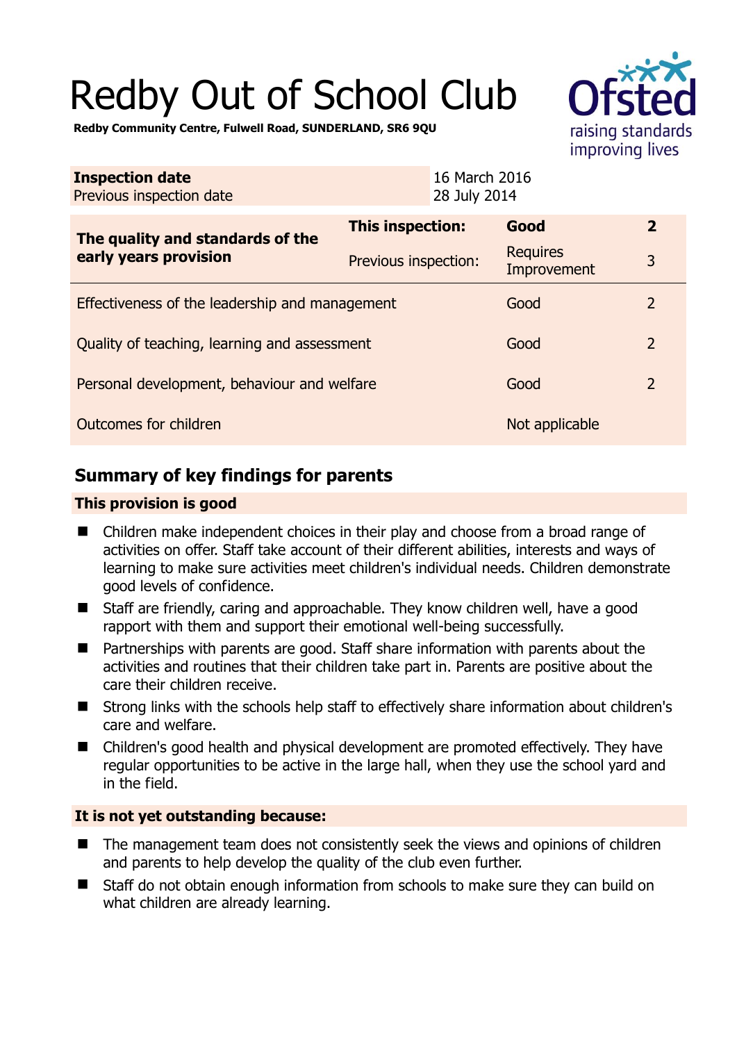# Redby Out of School Club

**Redby Community Centre, Fulwell Road, SUNDERLAND, SR6 9QU**

| **Inspection date** | 16 March 2016 |
|---|---|
| Previous inspection date | 28 July 2014 |

| **The quality and standards of the early years provision** | **This inspection:** | **Good** | **2** |
|---|---|---|---|
| | Previous inspection: | Requires Improvement | 3 |
| Effectiveness of the leadership and management | | Good | 2 |
| Quality of teaching, learning and assessment | | Good | 2 |
| Personal development, behaviour and welfare | | Good | 2 |
| Outcomes for children | | Not applicable | |

## Summary of key findings for parents

### This provision is good

- Children make independent choices in their play and choose from a broad range of activities on offer. Staff take account of their different abilities, interests and ways of learning to make sure activities meet children's individual needs. Children demonstrate good levels of confidence.
- Staff are friendly, caring and approachable. They know children well, have a good rapport with them and support their emotional well-being successfully.
- Partnerships with parents are good. Staff share information with parents about the activities and routines that their children take part in. Parents are positive about the care their children receive.
- Strong links with the schools help staff to effectively share information about children's care and welfare.
- Children's good health and physical development are promoted effectively. They have regular opportunities to be active in the large hall, when they use the school yard and in the field.

### It is not yet outstanding because:

- The management team does not consistently seek the views and opinions of children and parents to help develop the quality of the club even further.
- Staff do not obtain enough information from schools to make sure they can build on what children are already learning.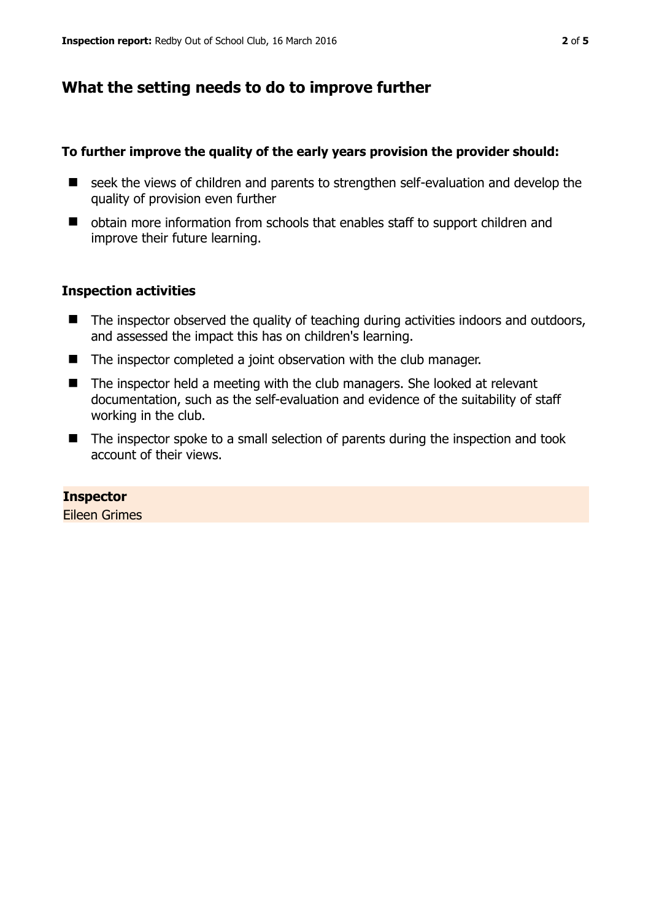## What the setting needs to do to improve further

**To further improve the quality of the early years provision the provider should:**

- seek the views of children and parents to strengthen self-evaluation and develop the quality of provision even further
- obtain more information from schools that enables staff to support children and improve their future learning.

### Inspection activities

- The inspector observed the quality of teaching during activities indoors and outdoors, and assessed the impact this has on children's learning.
- The inspector completed a joint observation with the club manager.
- The inspector held a meeting with the club managers. She looked at relevant documentation, such as the self-evaluation and evidence of the suitability of staff working in the club.
- The inspector spoke to a small selection of parents during the inspection and took account of their views.

**Inspector**
Eileen Grimes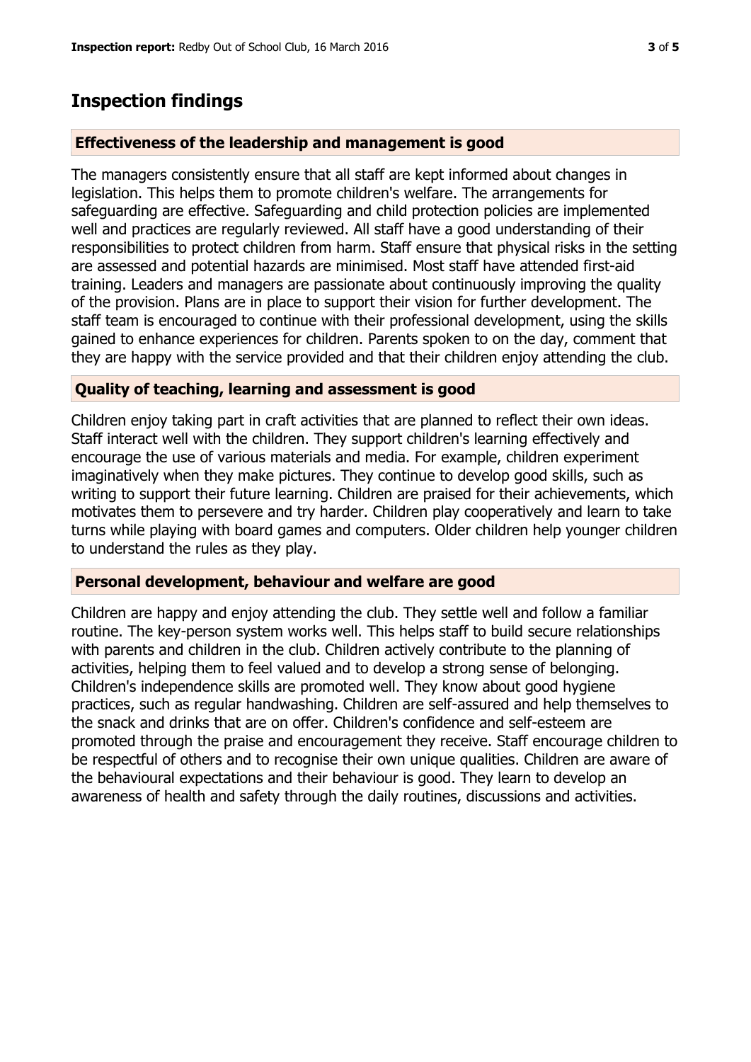## Inspection findings

### Effectiveness of the leadership and management is good

The managers consistently ensure that all staff are kept informed about changes in legislation. This helps them to promote children's welfare. The arrangements for safeguarding are effective. Safeguarding and child protection policies are implemented well and practices are regularly reviewed. All staff have a good understanding of their responsibilities to protect children from harm. Staff ensure that physical risks in the setting are assessed and potential hazards are minimised. Most staff have attended first-aid training. Leaders and managers are passionate about continuously improving the quality of the provision. Plans are in place to support their vision for further development. The staff team is encouraged to continue with their professional development, using the skills gained to enhance experiences for children. Parents spoken to on the day, comment that they are happy with the service provided and that their children enjoy attending the club.

### Quality of teaching, learning and assessment is good

Children enjoy taking part in craft activities that are planned to reflect their own ideas. Staff interact well with the children. They support children's learning effectively and encourage the use of various materials and media. For example, children experiment imaginatively when they make pictures. They continue to develop good skills, such as writing to support their future learning. Children are praised for their achievements, which motivates them to persevere and try harder. Children play cooperatively and learn to take turns while playing with board games and computers. Older children help younger children to understand the rules as they play.

### Personal development, behaviour and welfare are good

Children are happy and enjoy attending the club. They settle well and follow a familiar routine. The key-person system works well. This helps staff to build secure relationships with parents and children in the club. Children actively contribute to the planning of activities, helping them to feel valued and to develop a strong sense of belonging. Children's independence skills are promoted well. They know about good hygiene practices, such as regular handwashing. Children are self-assured and help themselves to the snack and drinks that are on offer. Children's confidence and self-esteem are promoted through the praise and encouragement they receive. Staff encourage children to be respectful of others and to recognise their own unique qualities. Children are aware of the behavioural expectations and their behaviour is good. They learn to develop an awareness of health and safety through the daily routines, discussions and activities.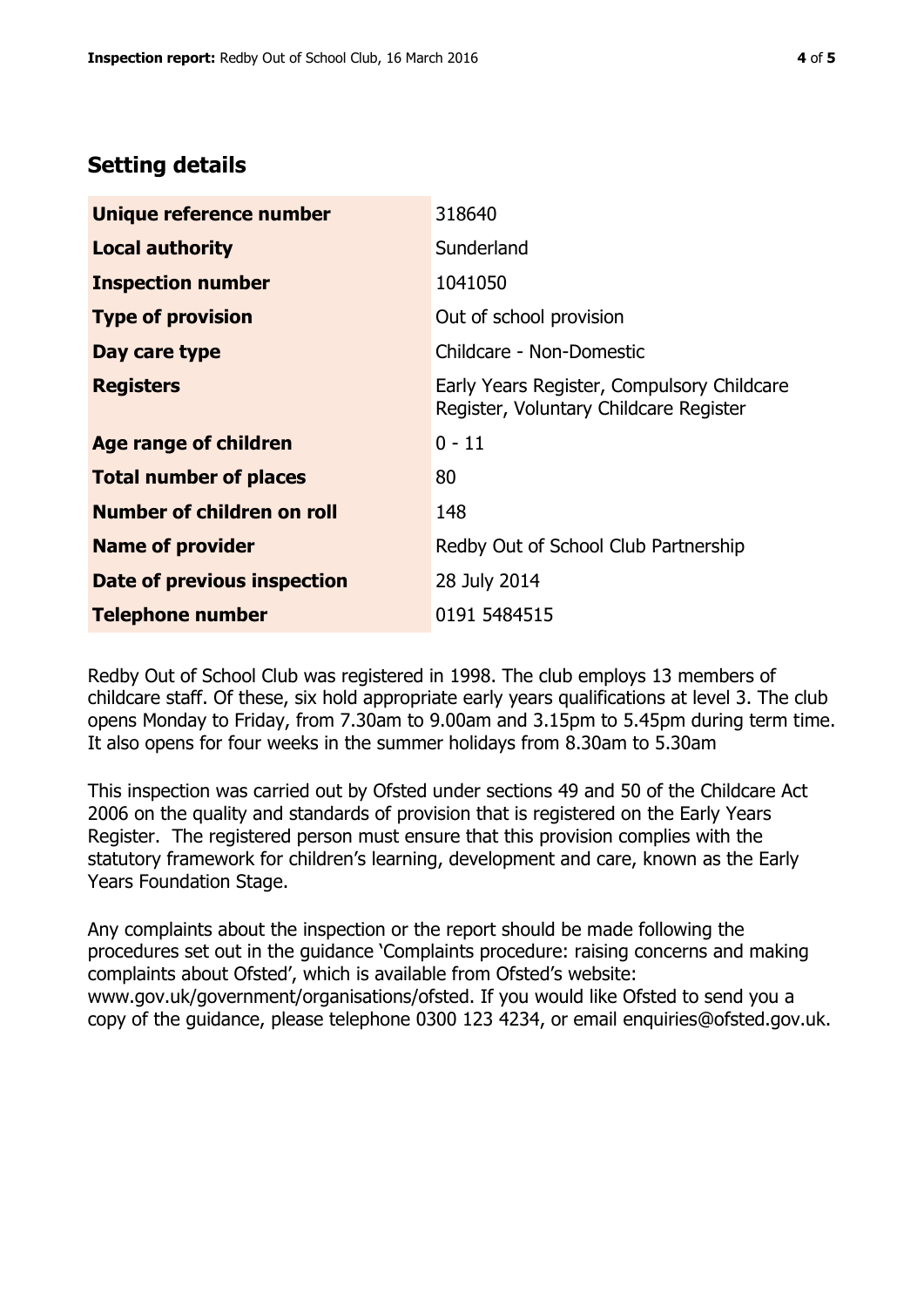## Setting details

| | |
|---|---|
| **Unique reference number** | 318640 |
| **Local authority** | Sunderland |
| **Inspection number** | 1041050 |
| **Type of provision** | Out of school provision |
| **Day care type** | Childcare - Non-Domestic |
| **Registers** | Early Years Register, Compulsory Childcare Register, Voluntary Childcare Register |
| **Age range of children** | 0 - 11 |
| **Total number of places** | 80 |
| **Number of children on roll** | 148 |
| **Name of provider** | Redby Out of School Club Partnership |
| **Date of previous inspection** | 28 July 2014 |
| **Telephone number** | 0191 5484515 |

Redby Out of School Club was registered in 1998. The club employs 13 members of childcare staff. Of these, six hold appropriate early years qualifications at level 3. The club opens Monday to Friday, from 7.30am to 9.00am and 3.15pm to 5.45pm during term time. It also opens for four weeks in the summer holidays from 8.30am to 5.30am

This inspection was carried out by Ofsted under sections 49 and 50 of the Childcare Act 2006 on the quality and standards of provision that is registered on the Early Years Register. The registered person must ensure that this provision complies with the statutory framework for children's learning, development and care, known as the Early Years Foundation Stage.

Any complaints about the inspection or the report should be made following the procedures set out in the guidance 'Complaints procedure: raising concerns and making complaints about Ofsted', which is available from Ofsted's website: www.gov.uk/government/organisations/ofsted. If you would like Ofsted to send you a copy of the guidance, please telephone 0300 123 4234, or email enquiries@ofsted.gov.uk.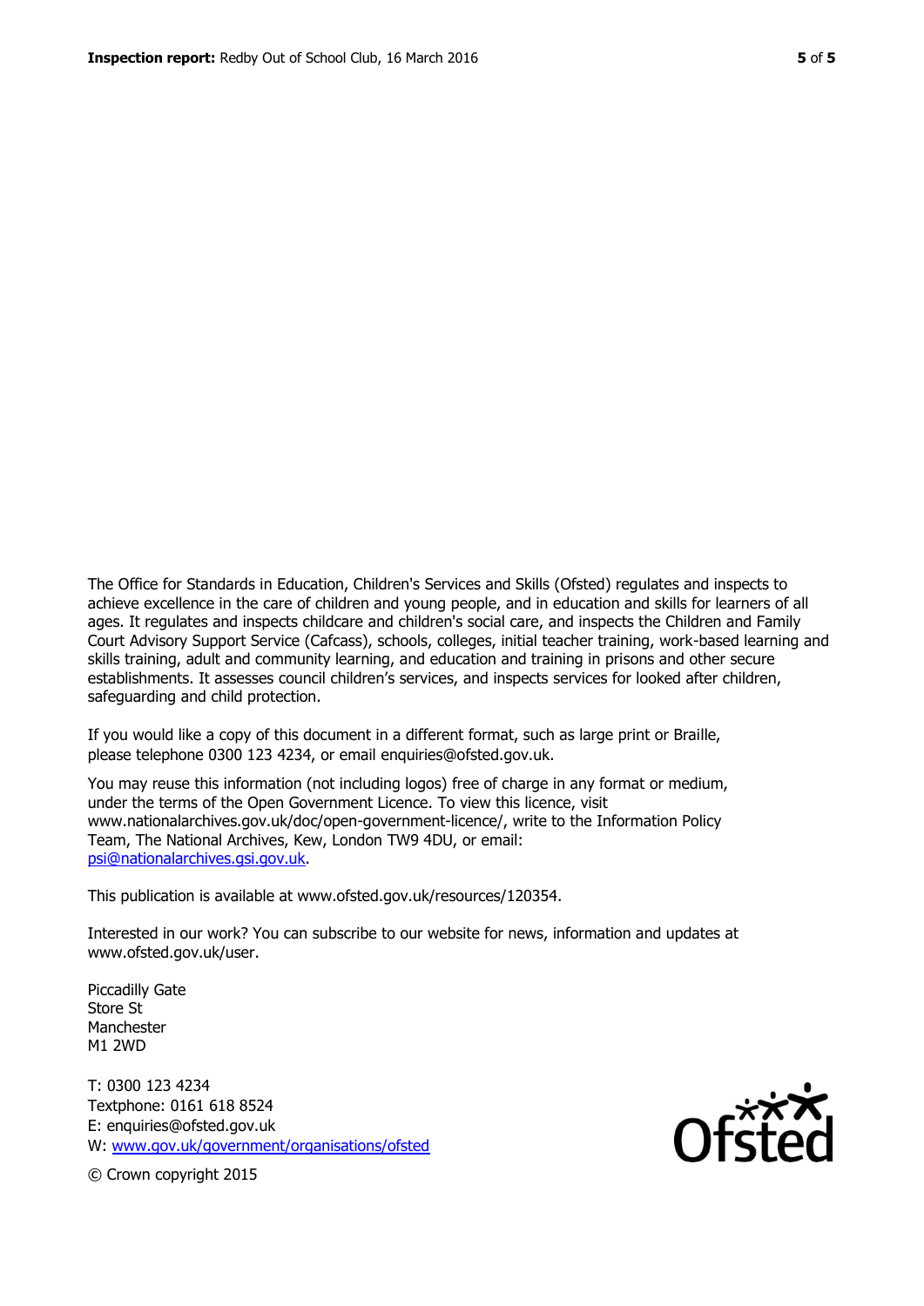The Office for Standards in Education, Children's Services and Skills (Ofsted) regulates and inspects to achieve excellence in the care of children and young people, and in education and skills for learners of all ages. It regulates and inspects childcare and children's social care, and inspects the Children and Family Court Advisory Support Service (Cafcass), schools, colleges, initial teacher training, work-based learning and skills training, adult and community learning, and education and training in prisons and other secure establishments. It assesses council children's services, and inspects services for looked after children, safeguarding and child protection.

If you would like a copy of this document in a different format, such as large print or Braille, please telephone 0300 123 4234, or email enquiries@ofsted.gov.uk.

You may reuse this information (not including logos) free of charge in any format or medium, under the terms of the Open Government Licence. To view this licence, visit www.nationalarchives.gov.uk/doc/open-government-licence/, write to the Information Policy Team, The National Archives, Kew, London TW9 4DU, or email: psi@nationalarchives.gsi.gov.uk.

This publication is available at www.ofsted.gov.uk/resources/120354.

Interested in our work? You can subscribe to our website for news, information and updates at www.ofsted.gov.uk/user.

Piccadilly Gate
Store St
Manchester
M1 2WD

T: 0300 123 4234
Textphone: 0161 618 8524
E: enquiries@ofsted.gov.uk
W: www.gov.uk/government/organisations/ofsted

© Crown copyright 2015